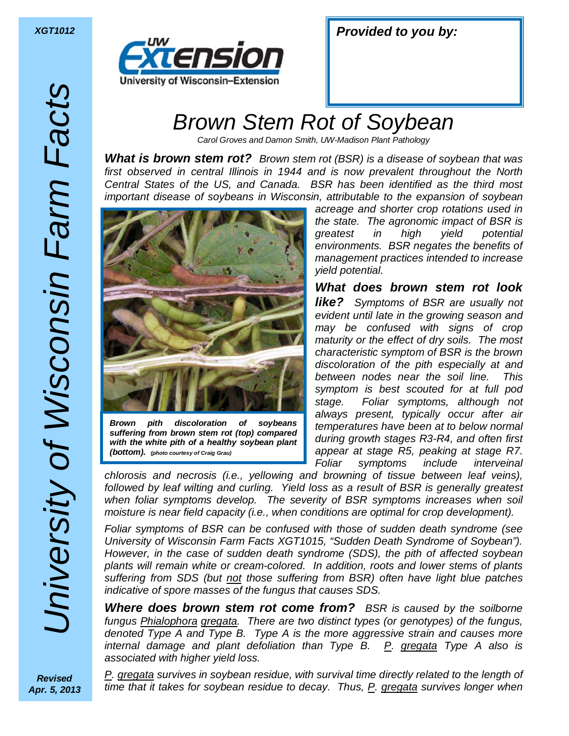XGT1012

University of Wisconsin Farm Facts

**Provided to you by:**

# Brown Stem Rot of Soybean

*Carol Groves and Damon Smith, UW-Madison Plant Pathology*

***What is brown stem rot?*** *Brown stem rot (BSR) is a disease of soybean that was first observed in central Illinois in 1944 and is now prevalent throughout the North Central States of the US, and Canada. BSR has been identified as the third most important disease of soybeans in Wisconsin, attributable to the expansion of soybean acreage and shorter crop rotations used in the state. The agronomic impact of BSR is greatest in high yield potential environments. BSR negates the benefits of management practices intended to increase yield potential.*

***Brown pith discoloration of soybeans suffering from brown stem rot (top) compared with the white pith of a healthy soybean plant (bottom).*** *(photo courtesy of Craig Grau)*

***What does brown stem rot look like?*** *Symptoms of BSR are usually not evident until late in the growing season and may be confused with signs of crop maturity or the effect of dry soils. The most characteristic symptom of BSR is the brown discoloration of the pith especially at and between nodes near the soil line. This symptom is best scouted for at full pod stage. Foliar symptoms, although not always present, typically occur after air temperatures have been at to below normal during growth stages R3-R4, and often first appear at stage R5, peaking at stage R7. Foliar symptoms include interveinal chlorosis and necrosis (i.e., yellowing and browning of tissue between leaf veins), followed by leaf wilting and curling. Yield loss as a result of BSR is generally greatest when foliar symptoms develop. The severity of BSR symptoms increases when soil moisture is near field capacity (i.e., when conditions are optimal for crop development).*

*Foliar symptoms of BSR can be confused with those of sudden death syndrome (see University of Wisconsin Farm Facts XGT1015, "Sudden Death Syndrome of Soybean"). However, in the case of sudden death syndrome (SDS), the pith of affected soybean plants will remain white or cream-colored. In addition, roots and lower stems of plants suffering from SDS (but not those suffering from BSR) often have light blue patches indicative of spore masses of the fungus that causes SDS.*

***Where does brown stem rot come from?*** *BSR is caused by the soilborne fungus Phialophora gregata. There are two distinct types (or genotypes) of the fungus, denoted Type A and Type B. Type A is the more aggressive strain and causes more internal damage and plant defoliation than Type B. P. gregata Type A also is associated with higher yield loss.*

*P. gregata survives in soybean residue, with survival time directly related to the length of time that it takes for soybean residue to decay. Thus, P. gregata survives longer when*

*Revised Apr. 5, 2013*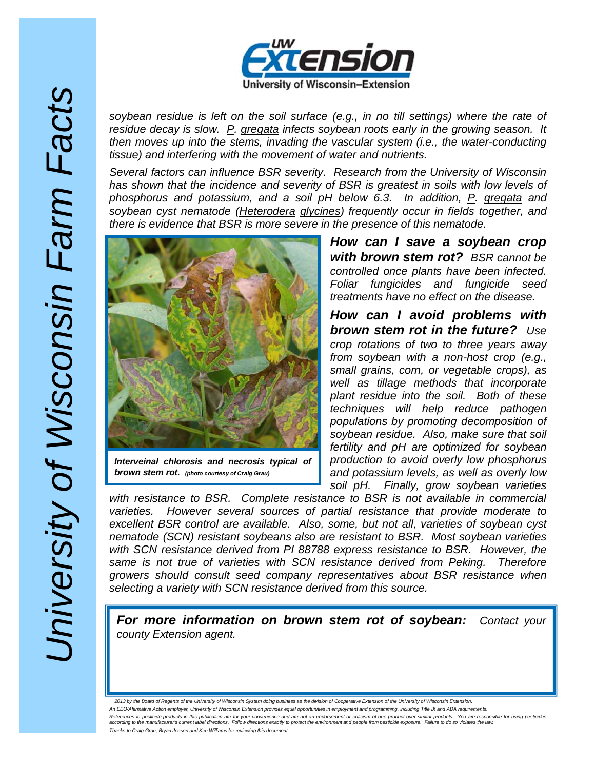*soybean residue is left on the soil surface (e.g., in no till settings) where the rate of residue decay is slow. P. gregata infects soybean roots early in the growing season. It then moves up into the stems, invading the vascular system (i.e., the water-conducting tissue) and interfering with the movement of water and nutrients.*

*Several factors can influence BSR severity. Research from the University of Wisconsin has shown that the incidence and severity of BSR is greatest in soils with low levels of phosphorus and potassium, and a soil pH below 6.3. In addition, P. gregata and soybean cyst nematode (Heterodera glycines) frequently occur in fields together, and there is evidence that BSR is more severe in the presence of this nematode.*

***Interveinal chlorosis and necrosis typical of brown stem rot.*** *(photo courtesy of Craig Grau)*

***How can I save a soybean crop with brown stem rot?*** *BSR cannot be controlled once plants have been infected. Foliar fungicides and fungicide seed treatments have no effect on the disease.*

***How can I avoid problems with brown stem rot in the future?*** *Use crop rotations of two to three years away from soybean with a non-host crop (e.g., small grains, corn, or vegetable crops), as well as tillage methods that incorporate plant residue into the soil. Both of these techniques will help reduce pathogen populations by promoting decomposition of soybean residue. Also, make sure that soil fertility and pH are optimized for soybean production to avoid overly low phosphorus and potassium levels, as well as overly low soil pH. Finally, grow soybean varieties with resistance to BSR. Complete resistance to BSR is not available in commercial varieties. However several sources of partial resistance that provide moderate to excellent BSR control are available. Also, some, but not all, varieties of soybean cyst nematode (SCN) resistant soybeans also are resistant to BSR. Most soybean varieties with SCN resistance derived from PI 88788 express resistance to BSR. However, the same is not true of varieties with SCN resistance derived from Peking. Therefore growers should consult seed company representatives about BSR resistance when selecting a variety with SCN resistance derived from this source.*

***For more information on brown stem rot of soybean:*** *Contact your county Extension agent.*

*2013 by the Board of Regents of the University of Wisconsin System doing business as the division of Cooperative Extension of the University of Wisconsin Extension.*
*An EEO/Affirmative Action employer, University of Wisconsin Extension provides equal opportunities in employment and programming, including Title IX and ADA requirements.*
*References to pesticide products in this publication are for your convenience and are not an endorsement or criticism of one product over similar products. You are responsible for using pesticides according to the manufacturer's current label directions. Follow directions exactly to protect the environment and people from pesticide exposure. Failure to do so violates the law.*
*Thanks to Craig Grau, Bryan Jensen and Ken Williams for reviewing this document.*